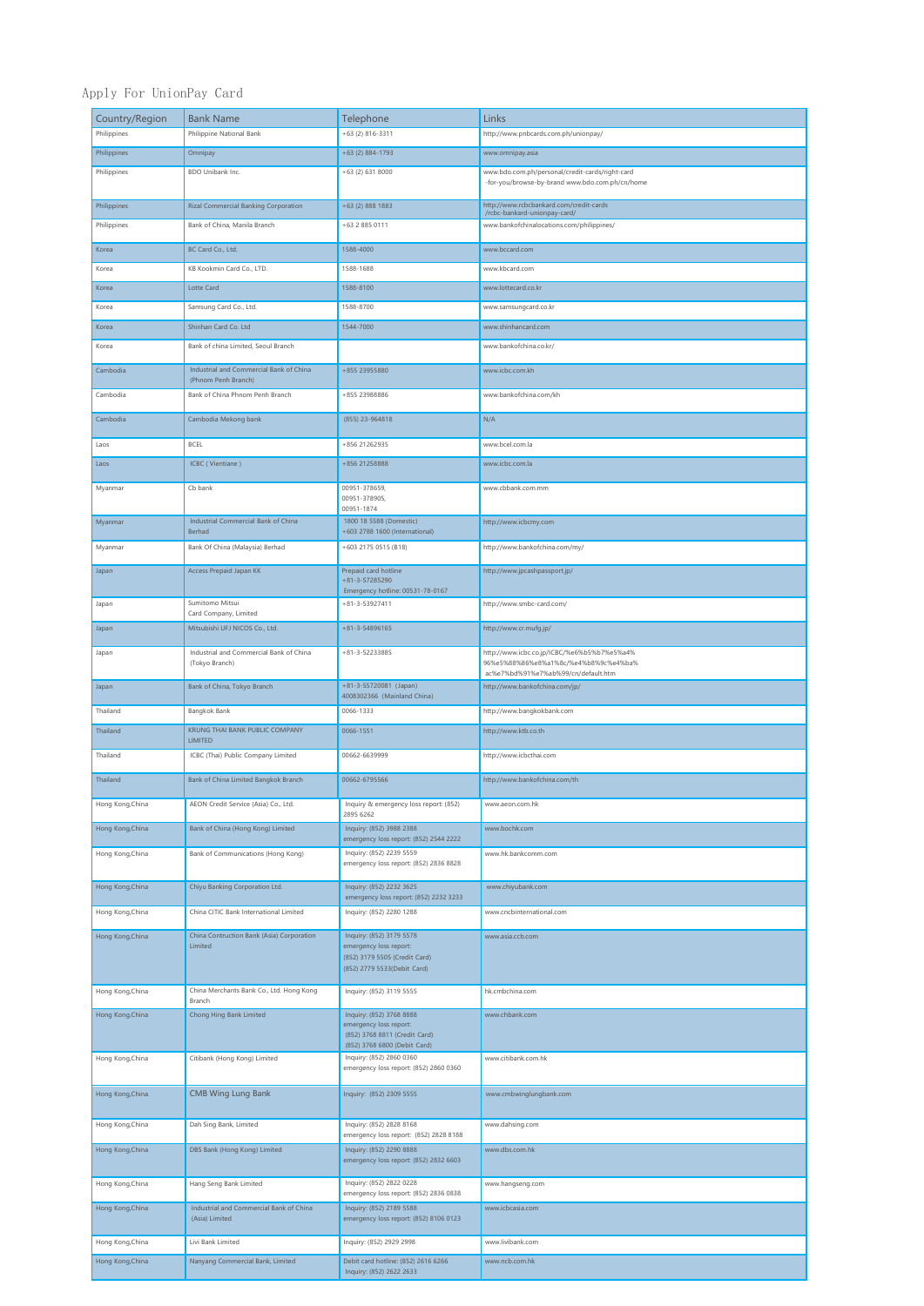# Apply For UnionPay Card

| Country/Region | Bank Name | Telephone | Links |
|---|---|---|---|
| Philippines | Philippine National Bank | +63 (2) 816-3311 | http://www.pnbcards.com.ph/unionpay/ |
| Philippines | Omnipay | +63 (2) 884-1793 | www.omnipay.asia |
| Philippines | BDO Unibank Inc. | +63 (2) 631 8000 | www.bdo.com.ph/personal/credit-cards/right-card -for-you/browse-by-brand www.bdo.com.ph/cn/home |
| Philippines | Rizal Commercial Banking Corporation | +63 (2) 888 1883 | http://www.rcbcbankard.com/credit-cards /rcbc-bankard-unionpay-card/ |
| Philippines | Bank of China, Manila Branch | +63 2 885 0111 | www.bankofchinalocations.com/philippines/ |
| Korea | BC Card Co., Ltd. | 1588-4000 | www.bccard.com |
| Korea | KB Kookmin Card Co., LTD. | 1588-1688 | www.kbcard.com |
| Korea | Lotte Card | 1588-8100 | www.lottecard.co.kr |
| Korea | Samsung Card Co., Ltd. | 1588-8700 | www.samsungcard.co.kr |
| Korea | Shinhan Card Co. Ltd | 1544-7000 | www.shinhancard.com |
| Korea | Bank of china Limited, Seoul Branch | | www.bankofchina.co.kr/ |
| Cambodia | Industrial and Commercial Bank of China (Phnom Penh Branch) | +855 23955880 | www.icbc.com.kh |
| Cambodia | Bank of China Phnom Penh Branch | +855 23988886 | www.bankofchina.com/kh |
| Cambodia | Cambodia Mekong bank | (855) 23-964818 | N/A |
| Laos | BCEL | +856 21262935 | www.bcel.com.la |
| Laos | ICBC ( Vientiane ) | +856 21258888 | www.icbc.com.la |
| Myanmar | Cb bank | 00951-378659,<br>00951-378905,<br>00951-1874 | www.cbbank.com.mm |
| Myanmar | Industrial Commercial Bank of China Berhad | 1800 18 5588 (Domestic)<br>+603 2788 1600 (International) | http://www.icbcmy.com |
| Myanmar | Bank Of China (Malaysia) Berhad | +603 2175 0515 (B18) | http://www.bankofchina.com/my/ |
| Japan | Access Prepaid Japan KK | Prepaid card hotline<br>+81-3-57285290<br>Emergency hotline: 00531-78-0167 | http://www.jpcashpassport.jp/ |
| Japan | Sumitomo Mitsui Card Company, Limited | +81-3-53927411 | http://www.smbc-card.com/ |
| Japan | Mitsubishi UFJ NICOS Co., Ltd. | +81-3-54896165 | http://www.cr.mufg.jp/ |
| Japan | Industrial and Commercial Bank of China (Tokyo Branch) | +81-3-52233885 | http://www.icbc.co.jp/ICBC/%e6%b5%b7%e5%a4%96%e5%88%86%e8%a1%8c/%e4%b8%9c%e4%ba%ac%e7%bd%91%e7%ab%99/cn/default.htm |
| Japan | Bank of China, Tokyo Branch | +81-3-55720081 (Japan)<br>4008302366 (Mainland China) | http://www.bankofchina.com/jp/ |
| Thailand | Bangkok Bank | 0066-1333 | http://www.bangkokbank.com |
| Thailand | KRUNG THAI BANK PUBLIC COMPANY LIMITED | 0066-1551 | http://www.ktb.co.th |
| Thailand | ICBC (Thai) Public Company Limited | 00662-6639999 | http://www.icbcthai.com |
| Thailand | Bank of China Limited Bangkok Branch | 00662-6795566 | http://www.bankofchina.com/th |
| Hong Kong,China | AEON Credit Service (Asia) Co., Ltd. | Inquiry & emergency loss report: (852) 2895 6262 | www.aeon.com.hk |
| Hong Kong,China | Bank of China (Hong Kong) Limited | Inquiry: (852) 3988 2388<br>emergency loss report: (852) 2544 2222 | www.bochk.com |
| Hong Kong,China | Bank of Communications (Hong Kong) | Inquiry: (852) 2239 5559<br>emergency loss report: (852) 2836 8828 | www.hk.bankcomm.com |
| Hong Kong,China | Chiyu Banking Corporation Ltd. | Inquiry: (852) 2232 3625<br>emergency loss report: (852) 2232 3233 | www.chiyubank.com |
| Hong Kong,China | China CITIC Bank International Limited | Inquiry: (852) 2280 1288 | www.cncbinternational.com |
| Hong Kong,China | China Contruction Bank (Asia) Corporation Limited | Inquiry: (852) 3179 5578<br>emergency loss report:<br>(852) 3179 5505 (Credit Card)<br>(852) 2779 5533(Debit Card) | www.asia.ccb.com |
| Hong Kong,China | China Merchants Bank Co., Ltd. Hong Kong Branch | Inquiry: (852) 3119 5555 | hk.cmbchina.com |
| Hong Kong,China | Chong Hing Bank Limited | Inquiry: (852) 3768 8888<br>emergency loss report:<br>(852) 3768 8811 (Credit Card)<br>(852) 3768 6800 (Debit Card) | www.chbank.com |
| Hong Kong,China | Citibank (Hong Kong) Limited | Inquiry: (852) 2860 0360<br>emergency loss report: (852) 2860 0360 | www.citibank.com.hk |
| Hong Kong,China | CMB Wing Lung Bank | Inquiry: (852) 2309 5555 | www.cmbwinglungbank.com |
| Hong Kong,China | Dah Sing Bank, Limited | Inquiry: (852) 2828 8168<br>emergency loss report: (852) 2828 8188 | www.dahsing.com |
| Hong Kong,China | DBS Bank (Hong Kong) Limited | Inquiry: (852) 2290 8888<br>emergency loss report: (852) 2832 6603 | www.dbs.com.hk |
| Hong Kong,China | Hang Seng Bank Limited | Inquiry: (852) 2822 0228<br>emergency loss report: (852) 2836 0838 | www.hangseng.com |
| Hong Kong,China | Industrial and Commercial Bank of China (Asia) Limited | Inquiry: (852) 2189 5588<br>emergency loss report: (852) 8106 0123 | www.icbcasia.com |
| Hong Kong,China | Livi Bank Limited | Inquiry: (852) 2929 2998 | www.livibank.com |
| Hong Kong,China | Nanyang Commercial Bank, Limited | Debit card hotline: (852) 2616 6266<br>Inquiry: (852) 2622 2633 | www.ncb.com.hk |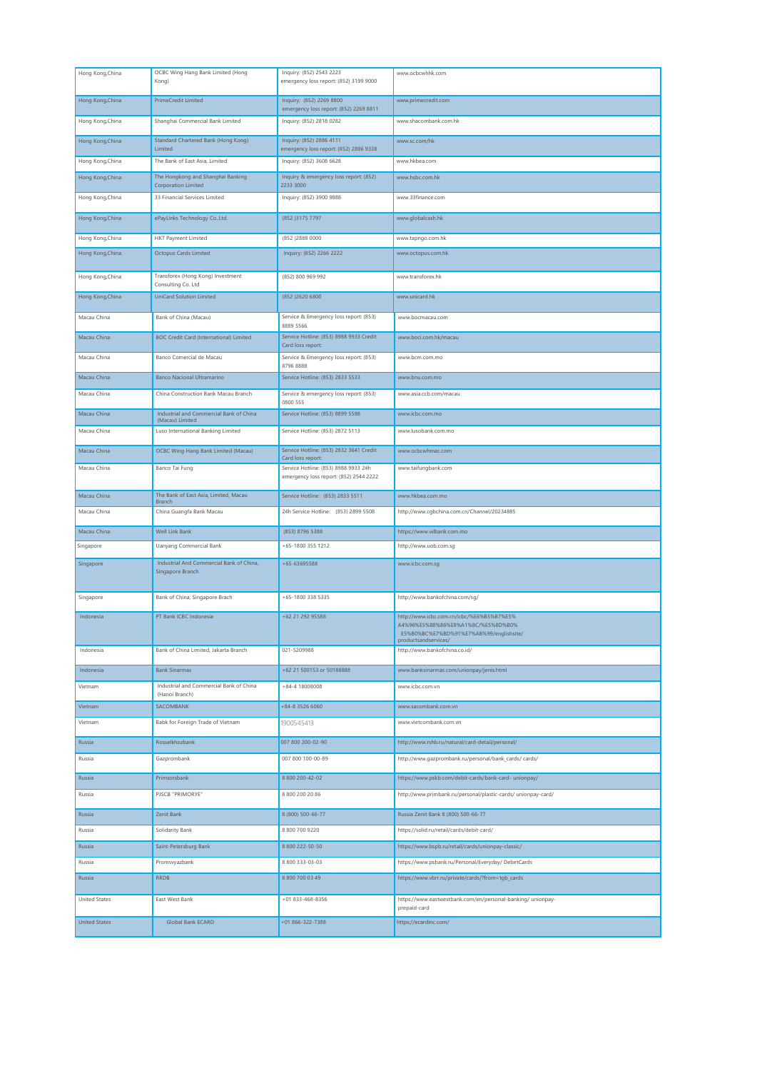| | | | |
|---|---|---|---|
| Hong Kong,China | OCBC Wing Hang Bank Limited (Hong Kong) | Inquiry: (852) 2543 2223<br>emergency loss report: (852) 3199 9000 | www.ocbcwhhk.com |
| Hong Kong,China | PrimeCredit Limited | Inquiry: (852) 2269 8800<br>emergency loss report: (852) 2269 8811 | www.primecredit.com |
| Hong Kong,China | Shanghai Commercial Bank Limited | Inquiry: (852) 2818 0282 | www.shacombank.com.hk |
| Hong Kong,China | Standard Chartered Bank (Hong Kong) Limited | Inquiry: (852) 2886 4111<br>emergency loss report: (852) 2886 9338 | www.sc.com/hk |
| Hong Kong,China | The Bank of East Asia, Limited | Inquiry: (852) 3608 6628 | www.hkbea.com |
| Hong Kong,China | The Hongkong and Shanghai Banking Corporation Limited | Inquiry & emergency loss report: (852) 2233 3000 | www.hsbc.com.hk |
| Hong Kong,China | 33 Financial Services Limited | Inquiry: (852) 3900 9888 | www.33finance.com |
| Hong Kong,China | ePayLinks Technology Co.,Ltd. | (852 )3175 7797 | www.globalcash.hk |
| Hong Kong,China | HKT Payment Limited | (852 )2888 0000 | www.tapngo.com.hk |
| Hong Kong,China | Octopus Cards Limited | Inquiry: (852) 2266 2222 | www.octopus.com.hk |
| Hong Kong,China | Transforex (Hong Kong) Investment Consulting Co. Ltd | (852) 800 969 992 | www.transforex.hk |
| Hong Kong,China | UniCard Solution Limited | (852 )2620 6800 | www.unicard.hk |
| Macau China | Bank of China (Macau) | Service & Emergency loss report: (853) 8889 5566 | www.bocmacau.com |
| Macau China | BOC Credit Card (International) Limited | Service Hotline: (853) 8988 9933 Credit Card loss report: | www.boci.com.hk/macau |
| Macau China | Banco Comercial de Macau | Service & Emergency loss report: (853) 8796 8888 | www.bcm.com.mo |
| Macau China | Banco Nacional Ultramarino | Service Hotline: (853) 2833 5533 | www.bnu.com.mo |
| Macau China | China Construction Bank Macau Branch | Service & emergency loss report: (853) 0800 555 | www.asia.ccb.com/macau |
| Macau China | Industrial and Commercial Bank of China (Macau) Limited | Service Hotline: (853) 8899 5588 | www.icbc.com.mo |
| Macau China | Luso International Banking Limited | Service Hotline: (853) 2872 5113 | www.lusobank.com.mo |
| Macau China | OCBC Wing Hang Bank Limited (Macau) | Service Hotline: (853) 2832 3641 Credit Card loss report: | www.ocbcwhmac.com |
| Macau China | Banco Tai Fung | Service Hotline: (853) 8988 9933 24h emergency loss report: (852) 2544 2222 | www.taifungbank.com |
| Macau China | The Bank of East Asia, Limited, Macau Branch | Service Hotline: (853) 2833 5511 | www.hkbea.com.mo |
| Macau China | China Guangfa Bank Macau | 24h Service Hotline: (853) 2899 5508 | http://www.cgbchina.com.cn/Channel/20234885 |
| Macau China | Well Link Bank | (853) 8796 5388 | https://www.wlbank.com.mo |
| Singapore | Uanyang Commercial Bank | +65-1800 355 1212 | http://www.uob.com.sg |
| Singapore | Industrial And Commercial Bank of China, Singapore Branch | +65-63695588 | www.icbc.com.sg |
| Singapore | Bank of China, Singapore Brach | +65-1800 338 5335 | http://www.bankofchina.com/sg/ |
| Indonesia | PT Bank ICBC Indonesia | +62 21 292 95588 | http://www.icbc.com.cn/icbc/%E6%B5%B7%E5%A4%96%E5%88%86%E8%A1%8C/%E5%8D%B0%E5%B0%BC%E7%BD%91%E7%AB%99/englishsite/productsandservices/ |
| Indonesia | Bank of China Limited, Jakarta Branch | 021-5209988 | http://www.bankofchina.co.id/ |
| Indonesia | Bank Sinarmas | +62 21 500153 or 50188888 | www.banksinarmas.com/unionpay/jenis.html |
| Vietnam | Industrial and Commercial Bank of China (Hanoi Branch) | +84-4 18008008 | www.icbc.com.vn |
| Vietnam | SACOMBANK | +84-8 3526 6060 | www.sacombank.com.vn |
| Vietnam | Babk for Foreign Trade of Vietnam | 1900545413 | www.vietcombank.com.vn |
| Russia | Rosselkhozbank | 007 800 200-02-90 | http://www.rshb.ru/natural/card-detail/personal/ |
| Russia | Gazprombank | 007 800 100-00-89 | http://www.gazprombank.ru/personal/bank_cards/ cards/ |
| Russia | Primsotsbank | 8 800 200-42-02 | https://www.pskb.com/debit-cards/bank-card- unionpay/ |
| Russia | PJSCB "PRIMORYE" | 8 800 200 20 86 | http://www.primbank.ru/personal/plastic-cards/ unionpay-card/ |
| Russia | Zenit Bank | 8 (800) 500-66-77 | Russia Zenit Bank 8 (800) 500-66-77 |
| Russia | Solidarity Bank | 8 800 700 9220 | https://solid.ru/retail/cards/debit-card/ |
| Russia | Saint-Petersburg Bank | 8 800 222-50-50 | https://www.bspb.ru/retail/cards/unionpay-classic/ |
| Russia | Promsvyazbank | 8 800 333-03-03 | https://www.psbank.ru/Personal/Everyday/ DebetCards |
| Russia | RRDB | 8 800 700 03 49 | https://www.vbrr.ru/private/cards/?from=tgb_cards |
| United States | East West Bank | +01 833-468-8356 | https://www.eastwestbank.com/en/personal-banking/ unionpay-prepaid-card |
| United States | Global Bank ECARD | +01 866-322-7388 | https://ecardinc.com/ |